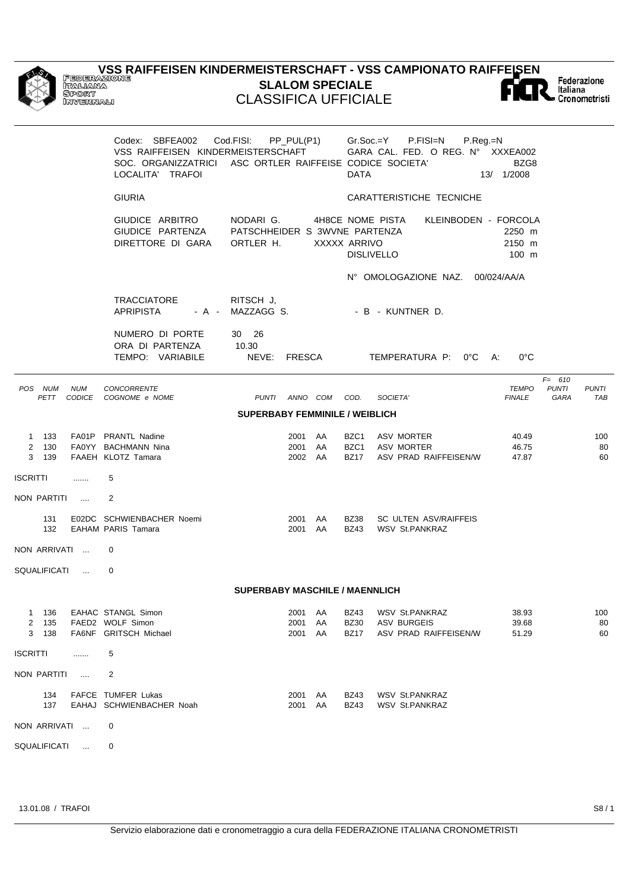# VSS RAIFFEISEN KINDERMEISTERSCHAFT - VSS CAMPIONATO RAIFFEISEN

## SLALOM SPECIALE

## CLASSIFICA UFFICIALE

FEDERAZIONE ITALIANA SPORT INVERNALI — Federazione Italiana Cronometristi

Codex: SBFEA002 Cod.FISI: PP_PUL(P1) Gr.Soc.=Y P.FISI=N P.Reg.=N
VSS RAIFFEISEN KINDERMEISTERSCHAFT GARA CAL. FED. O REG. N° XXXEA002
SOC. ORGANIZZATRICI ASC ORTLER RAIFFEISE CODICE SOCIETA' BZG8
LOCALITA' TRAFOI DATA 13/ 1/2008

**GIURIA** | **CARATTERISTICHE TECNICHE**

GIUDICE ARBITRO NODARI G. 4H8CE NOME PISTA KLEINBODEN - FORCOLA
GIUDICE PARTENZA PATSCHHEIDER S 3WVNE PARTENZA 2250 m
DIRETTORE DI GARA ORTLER H. XXXXX ARRIVO 2150 m
DISLIVELLO 100 m

N° OMOLOGAZIONE NAZ. 00/024/AA/A

TRACCIATORE RITSCH J,
APRIPISTA - A - MAZZAGG S. - B - KUNTNER D.

NUMERO DI PORTE 30 26
ORA DI PARTENZA 10.30
TEMPO: VARIABILE NEVE: FRESCA TEMPERATURA P: 0°C A: 0°C

F= 610

| POS | NUM PETT | NUM CODICE | CONCORRENTE COGNOME e NOME | PUNTI | ANNO | COM | COD. | SOCIETA' | TEMPO FINALE | PUNTI GARA | PUNTI TAB |
|---|---|---|---|---|---|---|---|---|---|---|---|
| | | | **SUPERBABY FEMMINILE / WEIBLICH** | | | | | | | | |
| 1 | 133 | FA01P | PRANTL Nadine | | 2001 | AA | BZC1 | ASV MORTER | 40.49 | | 100 |
| 2 | 130 | FA0YY | BACHMANN Nina | | 2001 | AA | BZC1 | ASV MORTER | 46.75 | | 80 |
| 3 | 139 | FAAEH | KLOTZ Tamara | | 2002 | AA | BZ17 | ASV PRAD RAIFFEISEN/W | 47.87 | | 60 |

ISCRITTI ....... 5

NON PARTITI .... 2

| NUM PETT | NUM CODICE | CONCORRENTE | ANNO | COM | COD. | SOCIETA' |
|---|---|---|---|---|---|---|
| 131 | E02DC | SCHWIENBACHER Noemi | 2001 | AA | BZ38 | SC ULTEN ASV/RAIFFEIS |
| 132 | EAHAM | PARIS Tamara | 2001 | AA | BZ43 | WSV St.PANKRAZ |

NON ARRIVATI ... 0

SQUALIFICATI ... 0

| POS | NUM PETT | NUM CODICE | CONCORRENTE COGNOME e NOME | PUNTI | ANNO | COM | COD. | SOCIETA' | TEMPO FINALE | PUNTI GARA | PUNTI TAB |
|---|---|---|---|---|---|---|---|---|---|---|---|
| | | | **SUPERBABY MASCHILE / MAENNLICH** | | | | | | | | |
| 1 | 136 | EAHAC | STANGL Simon | | 2001 | AA | BZ43 | WSV St.PANKRAZ | 38.93 | | 100 |
| 2 | 135 | FAED2 | WOLF Simon | | 2001 | AA | BZ30 | ASV BURGEIS | 39.68 | | 80 |
| 3 | 138 | FA6NF | GRITSCH Michael | | 2001 | AA | BZ17 | ASV PRAD RAIFFEISEN/W | 51.29 | | 60 |

ISCRITTI ....... 5

NON PARTITI .... 2

| NUM PETT | NUM CODICE | CONCORRENTE | ANNO | COM | COD. | SOCIETA' |
|---|---|---|---|---|---|---|
| 134 | FAFCE | TUMFER Lukas | 2001 | AA | BZ43 | WSV St.PANKRAZ |
| 137 | EAHAJ | SCHWIENBACHER Noah | 2001 | AA | BZ43 | WSV St.PANKRAZ |

NON ARRIVATI ... 0

SQUALIFICATI ... 0

13.01.08 / TRAFOI

Servizio elaborazione dati e cronometraggio a cura della FEDERAZIONE ITALIANA CRONOMETRISTI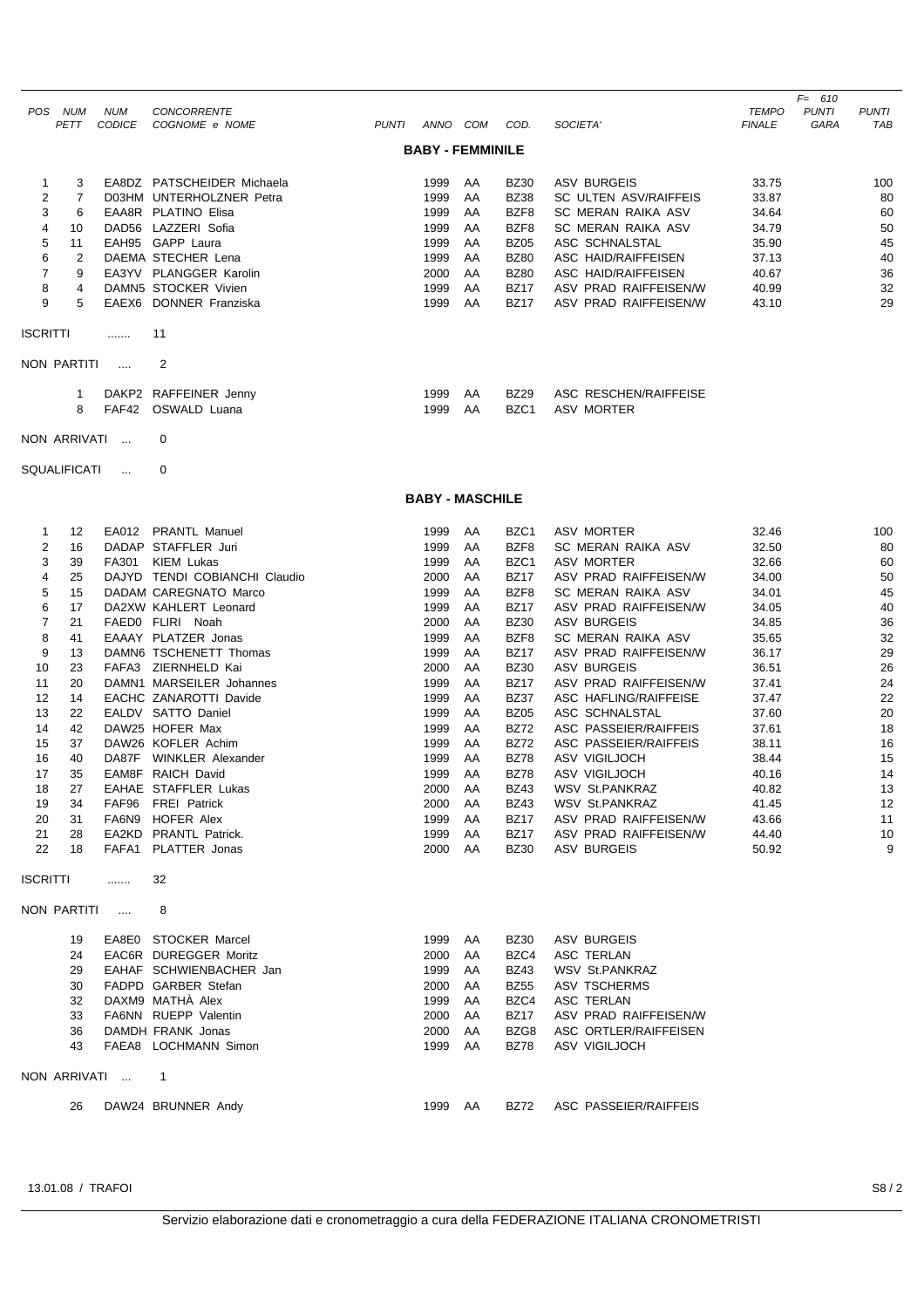| POS | NUM PETT | NUM CODICE | CONCORRENTE COGNOME e NOME | PUNTI | ANNO | COM | COD. | SOCIETA' | TEMPO FINALE | F= 610 PUNTI GARA | PUNTI TAB |
|---|---|---|---|---|---|---|---|---|---|---|---|

## BABY - FEMMINILE

| POS | NUM PETT | NUM CODICE | COGNOME e NOME | PUNTI | ANNO | COM | COD. | SOCIETA' | TEMPO FINALE | PUNTI GARA | PUNTI TAB |
|---|---|---|---|---|---|---|---|---|---|---|---|
| 1 | 3 | EA8DZ | PATSCHEIDER Michaela | | 1999 | AA | BZ30 | ASV BURGEIS | 33.75 | | 100 |
| 2 | 7 | D03HM | UNTERHOLZNER Petra | | 1999 | AA | BZ38 | SC ULTEN ASV/RAIFFEIS | 33.87 | | 80 |
| 3 | 6 | EAA8R | PLATINO Elisa | | 1999 | AA | BZF8 | SC MERAN RAIKA ASV | 34.64 | | 60 |
| 4 | 10 | DAD56 | LAZZERI Sofia | | 1999 | AA | BZF8 | SC MERAN RAIKA ASV | 34.79 | | 50 |
| 5 | 11 | EAH95 | GAPP Laura | | 1999 | AA | BZ05 | ASC SCHNALSTAL | 35.90 | | 45 |
| 6 | 2 | DAEMA | STECHER Lena | | 1999 | AA | BZ80 | ASC HAID/RAIFFEISEN | 37.13 | | 40 |
| 7 | 9 | EA3YV | PLANGGER Karolin | | 2000 | AA | BZ80 | ASC HAID/RAIFFEISEN | 40.67 | | 36 |
| 8 | 4 | DAMN5 | STOCKER Vivien | | 1999 | AA | BZ17 | ASV PRAD RAIFFEISEN/W | 40.99 | | 32 |
| 9 | 5 | EAEX6 | DONNER Franziska | | 1999 | AA | BZ17 | ASV PRAD RAIFFEISEN/W | 43.10 | | 29 |

ISCRITTI ....... 11

NON PARTITI .... 2

| NUM PETT | NUM CODICE | COGNOME e NOME | ANNO | COM | COD. | SOCIETA' |
|---|---|---|---|---|---|---|
| 1 | DAKP2 | RAFFEINER Jenny | 1999 | AA | BZ29 | ASC RESCHEN/RAIFFEISE |
| 8 | FAF42 | OSWALD Luana | 1999 | AA | BZC1 | ASV MORTER |

NON ARRIVATI ... 0

SQUALIFICATI ... 0

## BABY - MASCHILE

| POS | NUM PETT | NUM CODICE | COGNOME e NOME | PUNTI | ANNO | COM | COD. | SOCIETA' | TEMPO FINALE | PUNTI GARA | PUNTI TAB |
|---|---|---|---|---|---|---|---|---|---|---|---|
| 1 | 12 | EA012 | PRANTL Manuel | | 1999 | AA | BZC1 | ASV MORTER | 32.46 | | 100 |
| 2 | 16 | DADAP | STAFFLER Juri | | 1999 | AA | BZF8 | SC MERAN RAIKA ASV | 32.50 | | 80 |
| 3 | 39 | FA301 | KIEM Lukas | | 1999 | AA | BZC1 | ASV MORTER | 32.66 | | 60 |
| 4 | 25 | DAJYD | TENDI COBIANCHI Claudio | | 2000 | AA | BZ17 | ASV PRAD RAIFFEISEN/W | 34.00 | | 50 |
| 5 | 15 | DADAM | CAREGNATO Marco | | 1999 | AA | BZF8 | SC MERAN RAIKA ASV | 34.01 | | 45 |
| 6 | 17 | DA2XW | KAHLERT Leonard | | 1999 | AA | BZ17 | ASV PRAD RAIFFEISEN/W | 34.05 | | 40 |
| 7 | 21 | FAED0 | FLIRI Noah | | 2000 | AA | BZ30 | ASV BURGEIS | 34.85 | | 36 |
| 8 | 41 | EAAAY | PLATZER Jonas | | 1999 | AA | BZF8 | SC MERAN RAIKA ASV | 35.65 | | 32 |
| 9 | 13 | DAMN6 | TSCHENETT Thomas | | 1999 | AA | BZ17 | ASV PRAD RAIFFEISEN/W | 36.17 | | 29 |
| 10 | 23 | FAFA3 | ZIERNHELD Kai | | 2000 | AA | BZ30 | ASV BURGEIS | 36.51 | | 26 |
| 11 | 20 | DAMN1 | MARSEILER Johannes | | 1999 | AA | BZ17 | ASV PRAD RAIFFEISEN/W | 37.41 | | 24 |
| 12 | 14 | EACHC | ZANAROTTI Davide | | 1999 | AA | BZ37 | ASC HAFLING/RAIFFEISE | 37.47 | | 22 |
| 13 | 22 | EALDV | SATTO Daniel | | 1999 | AA | BZ05 | ASC SCHNALSTAL | 37.60 | | 20 |
| 14 | 42 | DAW25 | HOFER Max | | 1999 | AA | BZ72 | ASC PASSEIER/RAIFFEIS | 37.61 | | 18 |
| 15 | 37 | DAW26 | KOFLER Achim | | 1999 | AA | BZ72 | ASC PASSEIER/RAIFFEIS | 38.11 | | 16 |
| 16 | 40 | DA87F | WINKLER Alexander | | 1999 | AA | BZ78 | ASV VIGILJOCH | 38.44 | | 15 |
| 17 | 35 | EAM8F | RAICH David | | 1999 | AA | BZ78 | ASV VIGILJOCH | 40.16 | | 14 |
| 18 | 27 | EAHAE | STAFFLER Lukas | | 2000 | AA | BZ43 | WSV St.PANKRAZ | 40.82 | | 13 |
| 19 | 34 | FAF96 | FREI Patrick | | 2000 | AA | BZ43 | WSV St.PANKRAZ | 41.45 | | 12 |
| 20 | 31 | FA6N9 | HOFER Alex | | 1999 | AA | BZ17 | ASV PRAD RAIFFEISEN/W | 43.66 | | 11 |
| 21 | 28 | EA2KD | PRANTL Patrick. | | 1999 | AA | BZ17 | ASV PRAD RAIFFEISEN/W | 44.40 | | 10 |
| 22 | 18 | FAFA1 | PLATTER Jonas | | 2000 | AA | BZ30 | ASV BURGEIS | 50.92 | | 9 |

ISCRITTI ....... 32

NON PARTITI .... 8

| NUM PETT | NUM CODICE | COGNOME e NOME | ANNO | COM | COD. | SOCIETA' |
|---|---|---|---|---|---|---|
| 19 | EA8E0 | STOCKER Marcel | 1999 | AA | BZ30 | ASV BURGEIS |
| 24 | EAC6R | DUREGGER Moritz | 2000 | AA | BZC4 | ASC TERLAN |
| 29 | EAHAF | SCHWIENBACHER Jan | 1999 | AA | BZ43 | WSV St.PANKRAZ |
| 30 | FADPD | GARBER Stefan | 2000 | AA | BZ55 | ASV TSCHERMS |
| 32 | DAXM9 | MATHÀ Alex | 1999 | AA | BZC4 | ASC TERLAN |
| 33 | FA6NN | RUEPP Valentin | 2000 | AA | BZ17 | ASV PRAD RAIFFEISEN/W |
| 36 | DAMDH | FRANK Jonas | 2000 | AA | BZG8 | ASC ORTLER/RAIFFEISEN |
| 43 | FAEA8 | LOCHMANN Simon | 1999 | AA | BZ78 | ASV VIGILJOCH |

NON ARRIVATI ... 1

| NUM PETT | NUM CODICE | COGNOME e NOME | ANNO | COM | COD. | SOCIETA' |
|---|---|---|---|---|---|---|
| 26 | DAW24 | BRUNNER Andy | 1999 | AA | BZ72 | ASC PASSEIER/RAIFFEIS |

13.01.08 / TRAFOI

Servizio elaborazione dati e cronometraggio a cura della FEDERAZIONE ITALIANA CRONOMETRISTI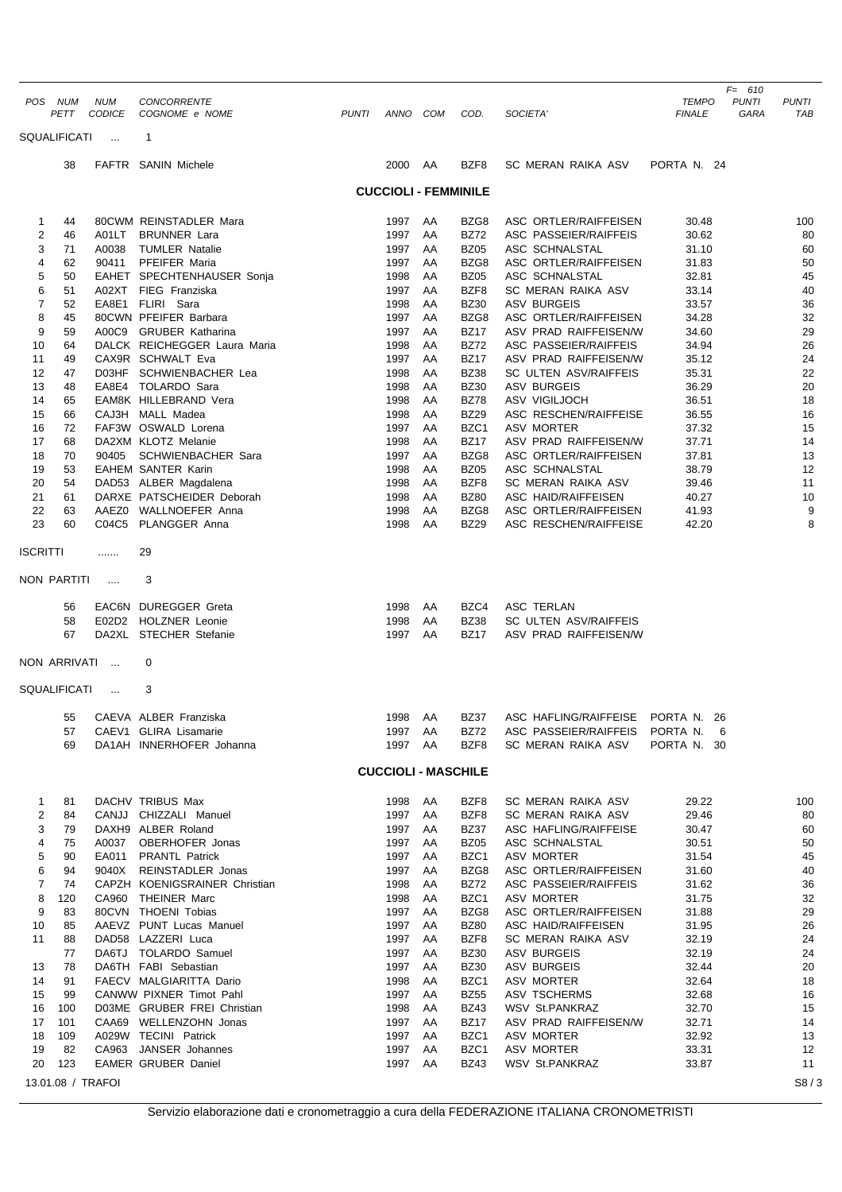| POS | NUM PETT | NUM CODICE | CONCORRENTE COGNOME e NOME | PUNTI | ANNO | COM | COD. | SOCIETA' | TEMPO FINALE | F= 610 PUNTI GARA | PUNTI TAB |
|---|---|---|---|---|---|---|---|---|---|---|---|
| SQUALIFICATI | ... | 1 | | | | | | | | | |
| | 38 | FAFTR | SANIN Michele | | 2000 | AA | BZF8 | SC MERAN RAIKA ASV | PORTA N. 24 | | |
| | | | **CUCCIOLI - FEMMINILE** | | | | | | | | |
| 1 | 44 | 80CWM | REINSTADLER Mara | | 1997 | AA | BZG8 | ASC ORTLER/RAIFFEISEN | 30.48 | | 100 |
| 2 | 46 | A01LT | BRUNNER Lara | | 1997 | AA | BZ72 | ASC PASSEIER/RAIFFEIS | 30.62 | | 80 |
| 3 | 71 | A0038 | TUMLER Natalie | | 1997 | AA | BZ05 | ASC SCHNALSTAL | 31.10 | | 60 |
| 4 | 62 | 90411 | PFEIFER Maria | | 1997 | AA | BZG8 | ASC ORTLER/RAIFFEISEN | 31.83 | | 50 |
| 5 | 50 | EAHET | SPECHTENHAUSER Sonja | | 1998 | AA | BZ05 | ASC SCHNALSTAL | 32.81 | | 45 |
| 6 | 51 | A02XT | FIEG Franziska | | 1997 | AA | BZF8 | SC MERAN RAIKA ASV | 33.14 | | 40 |
| 7 | 52 | EA8E1 | FLIRI Sara | | 1998 | AA | BZ30 | ASV BURGEIS | 33.57 | | 36 |
| 8 | 45 | 80CWN | PFEIFER Barbara | | 1997 | AA | BZG8 | ASC ORTLER/RAIFFEISEN | 34.28 | | 32 |
| 9 | 59 | A00C9 | GRUBER Katharina | | 1997 | AA | BZ17 | ASV PRAD RAIFFEISEN/W | 34.60 | | 29 |
| 10 | 64 | DALCK | REICHEGGER Laura Maria | | 1998 | AA | BZ72 | ASC PASSEIER/RAIFFEIS | 34.94 | | 26 |
| 11 | 49 | CAX9R | SCHWALT Eva | | 1997 | AA | BZ17 | ASV PRAD RAIFFEISEN/W | 35.12 | | 24 |
| 12 | 47 | D03HF | SCHWIENBACHER Lea | | 1998 | AA | BZ38 | SC ULTEN ASV/RAIFFEIS | 35.31 | | 22 |
| 13 | 48 | EA8E4 | TOLARDO Sara | | 1998 | AA | BZ30 | ASV BURGEIS | 36.29 | | 20 |
| 14 | 65 | EAM8K | HILLEBRAND Vera | | 1998 | AA | BZ78 | ASV VIGILJOCH | 36.51 | | 18 |
| 15 | 66 | CAJ3H | MALL Madea | | 1998 | AA | BZ29 | ASC RESCHEN/RAIFFEISE | 36.55 | | 16 |
| 16 | 72 | FAF3W | OSWALD Lorena | | 1997 | AA | BZC1 | ASV MORTER | 37.32 | | 15 |
| 17 | 68 | DA2XM | KLOTZ Melanie | | 1998 | AA | BZ17 | ASV PRAD RAIFFEISEN/W | 37.71 | | 14 |
| 18 | 70 | 90405 | SCHWIENBACHER Sara | | 1997 | AA | BZG8 | ASC ORTLER/RAIFFEISEN | 37.81 | | 13 |
| 19 | 53 | EAHEM | SANTER Karin | | 1998 | AA | BZ05 | ASC SCHNALSTAL | 38.79 | | 12 |
| 20 | 54 | DAD53 | ALBER Magdalena | | 1998 | AA | BZF8 | SC MERAN RAIKA ASV | 39.46 | | 11 |
| 21 | 61 | DARXE | PATSCHEIDER Deborah | | 1998 | AA | BZ80 | ASC HAID/RAIFFEISEN | 40.27 | | 10 |
| 22 | 63 | AAEZ0 | WALLNOEFER Anna | | 1998 | AA | BZG8 | ASC ORTLER/RAIFFEISEN | 41.93 | | 9 |
| 23 | 60 | C04C5 | PLANGGER Anna | | 1998 | AA | BZ29 | ASC RESCHEN/RAIFFEISE | 42.20 | | 8 |
| ISCRITTI | ....... | 29 | | | | | | | | | |
| NON PARTITI | .... | 3 | | | | | | | | | |
| | 56 | EAC6N | DUREGGER Greta | | 1998 | AA | BZC4 | ASC TERLAN | | | |
| | 58 | E02D2 | HOLZNER Leonie | | 1998 | AA | BZ38 | SC ULTEN ASV/RAIFFEIS | | | |
| | 67 | DA2XL | STECHER Stefanie | | 1997 | AA | BZ17 | ASV PRAD RAIFFEISEN/W | | | |
| NON ARRIVATI | ... | 0 | | | | | | | | | |
| SQUALIFICATI | ... | 3 | | | | | | | | | |
| | 55 | CAEVA | ALBER Franziska | | 1998 | AA | BZ37 | ASC HAFLING/RAIFFEISE | PORTA N. 26 | | |
| | 57 | CAEV1 | GLIRA Lisamarie | | 1997 | AA | BZ72 | ASC PASSEIER/RAIFFEIS | PORTA N. 6 | | |
| | 69 | DA1AH | INNERHOFER Johanna | | 1997 | AA | BZF8 | SC MERAN RAIKA ASV | PORTA N. 30 | | |
| | | | **CUCCIOLI - MASCHILE** | | | | | | | | |
| 1 | 81 | DACHV | TRIBUS Max | | 1998 | AA | BZF8 | SC MERAN RAIKA ASV | 29.22 | | 100 |
| 2 | 84 | CANJJ | CHIZZALI Manuel | | 1997 | AA | BZF8 | SC MERAN RAIKA ASV | 29.46 | | 80 |
| 3 | 79 | DAXH9 | ALBER Roland | | 1997 | AA | BZ37 | ASC HAFLING/RAIFFEISE | 30.47 | | 60 |
| 4 | 75 | A0037 | OBERHOFER Jonas | | 1997 | AA | BZ05 | ASC SCHNALSTAL | 30.51 | | 50 |
| 5 | 90 | EA011 | PRANTL Patrick | | 1997 | AA | BZC1 | ASV MORTER | 31.54 | | 45 |
| 6 | 94 | 9040X | REINSTADLER Jonas | | 1997 | AA | BZG8 | ASC ORTLER/RAIFFEISEN | 31.60 | | 40 |
| 7 | 74 | CAPZH | KOENIGSRAINER Christian | | 1998 | AA | BZ72 | ASC PASSEIER/RAIFFEIS | 31.62 | | 36 |
| 8 | 120 | CA960 | THEINER Marc | | 1998 | AA | BZC1 | ASV MORTER | 31.75 | | 32 |
| 9 | 83 | 80CVN | THOENI Tobias | | 1997 | AA | BZG8 | ASC ORTLER/RAIFFEISEN | 31.88 | | 29 |
| 10 | 85 | AAEVZ | PUNT Lucas Manuel | | 1997 | AA | BZ80 | ASC HAID/RAIFFEISEN | 31.95 | | 26 |
| 11 | 88 | DAD58 | LAZZERI Luca | | 1997 | AA | BZF8 | SC MERAN RAIKA ASV | 32.19 | | 24 |
| | 77 | DA6TJ | TOLARDO Samuel | | 1997 | AA | BZ30 | ASV BURGEIS | 32.19 | | 24 |
| 13 | 78 | DA6TH | FABI Sebastian | | 1997 | AA | BZ30 | ASV BURGEIS | 32.44 | | 20 |
| 14 | 91 | FAECV | MALGIARITTA Dario | | 1998 | AA | BZC1 | ASV MORTER | 32.64 | | 18 |
| 15 | 99 | CANWW | PIXNER Timot Pahl | | 1997 | AA | BZ55 | ASV TSCHERMS | 32.68 | | 16 |
| 16 | 100 | D03ME | GRUBER FREI Christian | | 1998 | AA | BZ43 | WSV St.PANKRAZ | 32.70 | | 15 |
| 17 | 101 | CAA69 | WELLENZOHN Jonas | | 1997 | AA | BZ17 | ASV PRAD RAIFFEISEN/W | 32.71 | | 14 |
| 18 | 109 | A029W | TECINI Patrick | | 1997 | AA | BZC1 | ASV MORTER | 32.92 | | 13 |
| 19 | 82 | CA963 | JANSER Johannes | | 1997 | AA | BZC1 | ASV MORTER | 33.31 | | 12 |
| 20 | 123 | EAMER | GRUBER Daniel | | 1997 | AA | BZ43 | WSV St.PANKRAZ | 33.87 | | 11 |

13.01.08 / TRAFOI

Servizio elaborazione dati e cronometraggio a cura della FEDERAZIONE ITALIANA CRONOMETRISTI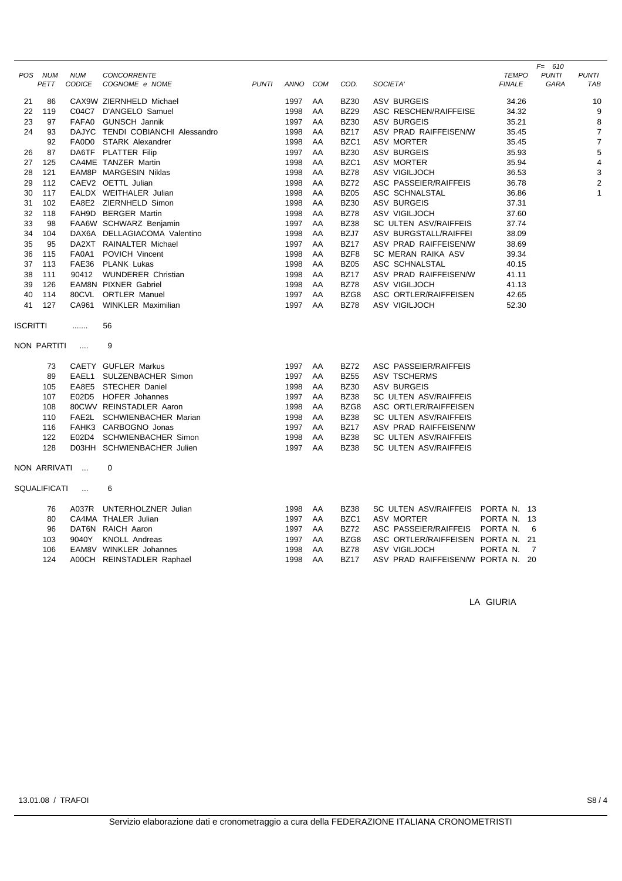| POS | NUM PETT | NUM CODICE | CONCORRENTE COGNOME e NOME | PUNTI | ANNO | COM | COD. | SOCIETA' | TEMPO FINALE | F= 610 PUNTI GARA | PUNTI TAB |
|---|---|---|---|---|---|---|---|---|---|---|---|
| 21 | 86 | CAX9W | ZIERNHELD Michael | | 1997 | AA | BZ30 | ASV BURGEIS | 34.26 | | 10 |
| 22 | 119 | C04C7 | D'ANGELO Samuel | | 1998 | AA | BZ29 | ASC RESCHEN/RAIFFEISE | 34.32 | | 9 |
| 23 | 97 | FAFA0 | GUNSCH Jannik | | 1997 | AA | BZ30 | ASV BURGEIS | 35.21 | | 8 |
| 24 | 93 | DAJYC | TENDI COBIANCHI Alessandro | | 1998 | AA | BZ17 | ASV PRAD RAIFFEISEN/W | 35.45 | | 7 |
| | 92 | FA0D0 | STARK Alexandrer | | 1998 | AA | BZC1 | ASV MORTER | 35.45 | | 7 |
| 26 | 87 | DA6TF | PLATTER Filip | | 1997 | AA | BZ30 | ASV BURGEIS | 35.93 | | 5 |
| 27 | 125 | CA4ME | TANZER Martin | | 1998 | AA | BZC1 | ASV MORTER | 35.94 | | 4 |
| 28 | 121 | EAM8P | MARGESIN Niklas | | 1998 | AA | BZ78 | ASV VIGILJOCH | 36.53 | | 3 |
| 29 | 112 | CAEV2 | OETTL Julian | | 1998 | AA | BZ72 | ASC PASSEIER/RAIFFEIS | 36.78 | | 2 |
| 30 | 117 | EALDX | WEITHALER Julian | | 1998 | AA | BZ05 | ASC SCHNALSTAL | 36.86 | | 1 |
| 31 | 102 | EA8E2 | ZIERNHELD Simon | | 1998 | AA | BZ30 | ASV BURGEIS | 37.31 | | |
| 32 | 118 | FAH9D | BERGER Martin | | 1998 | AA | BZ78 | ASV VIGILJOCH | 37.60 | | |
| 33 | 98 | FAA6W | SCHWARZ Benjamin | | 1997 | AA | BZ38 | SC ULTEN ASV/RAIFFEIS | 37.74 | | |
| 34 | 104 | DAX6A | DELLAGIACOMA Valentino | | 1998 | AA | BZJ7 | ASV BURGSTALL/RAIFFEI | 38.09 | | |
| 35 | 95 | DA2XT | RAINALTER Michael | | 1997 | AA | BZ17 | ASV PRAD RAIFFEISEN/W | 38.69 | | |
| 36 | 115 | FA0A1 | POVICH Vincent | | 1998 | AA | BZF8 | SC MERAN RAIKA ASV | 39.34 | | |
| 37 | 113 | FAE36 | PLANK Lukas | | 1998 | AA | BZ05 | ASC SCHNALSTAL | 40.15 | | |
| 38 | 111 | 90412 | WUNDERER Christian | | 1998 | AA | BZ17 | ASV PRAD RAIFFEISEN/W | 41.11 | | |
| 39 | 126 | EAM8N | PIXNER Gabriel | | 1998 | AA | BZ78 | ASV VIGILJOCH | 41.13 | | |
| 40 | 114 | 80CVL | ORTLER Manuel | | 1997 | AA | BZG8 | ASC ORTLER/RAIFFEISEN | 42.65 | | |
| 41 | 127 | CA961 | WINKLER Maximilian | | 1997 | AA | BZ78 | ASV VIGILJOCH | 52.30 | | |

ISCRITTI ....... 56

NON PARTITI .... 9

| NUM PETT | NUM CODICE | COGNOME e NOME | ANNO | COM | COD. | SOCIETA' |
|---|---|---|---|---|---|---|
| 73 | CAETY | GUFLER Markus | 1997 | AA | BZ72 | ASC PASSEIER/RAIFFEIS |
| 89 | EAEL1 | SULZENBACHER Simon | 1997 | AA | BZ55 | ASV TSCHERMS |
| 105 | EA8E5 | STECHER Daniel | 1998 | AA | BZ30 | ASV BURGEIS |
| 107 | E02D5 | HOFER Johannes | 1997 | AA | BZ38 | SC ULTEN ASV/RAIFFEIS |
| 108 | 80CWV | REINSTADLER Aaron | 1998 | AA | BZG8 | ASC ORTLER/RAIFFEISEN |
| 110 | FAE2L | SCHWIENBACHER Marian | 1998 | AA | BZ38 | SC ULTEN ASV/RAIFFEIS |
| 116 | FAHK3 | CARBOGNO Jonas | 1997 | AA | BZ17 | ASV PRAD RAIFFEISEN/W |
| 122 | E02D4 | SCHWIENBACHER Simon | 1998 | AA | BZ38 | SC ULTEN ASV/RAIFFEIS |
| 128 | D03HH | SCHWIENBACHER Julien | 1997 | AA | BZ38 | SC ULTEN ASV/RAIFFEIS |

NON ARRIVATI ... 0

SQUALIFICATI ... 6

| NUM PETT | NUM CODICE | COGNOME e NOME | ANNO | COM | COD. | SOCIETA' | |
|---|---|---|---|---|---|---|---|
| 76 | A037R | UNTERHOLZNER Julian | 1998 | AA | BZ38 | SC ULTEN ASV/RAIFFEIS | PORTA N. 13 |
| 80 | CA4MA | THALER Julian | 1997 | AA | BZC1 | ASV MORTER | PORTA N. 13 |
| 96 | DAT6N | RAICH Aaron | 1997 | AA | BZ72 | ASC PASSEIER/RAIFFEIS | PORTA N. 6 |
| 103 | 9040Y | KNOLL Andreas | 1997 | AA | BZG8 | ASC ORTLER/RAIFFEISEN | PORTA N. 21 |
| 106 | EAM8V | WINKLER Johannes | 1998 | AA | BZ78 | ASV VIGILJOCH | PORTA N. 7 |
| 124 | A00CH | REINSTADLER Raphael | 1998 | AA | BZ17 | ASV PRAD RAIFFEISEN/W | PORTA N. 20 |

LA GIURIA

13.01.08 / TRAFOI

Servizio elaborazione dati e cronometraggio a cura della FEDERAZIONE ITALIANA CRONOMETRISTI